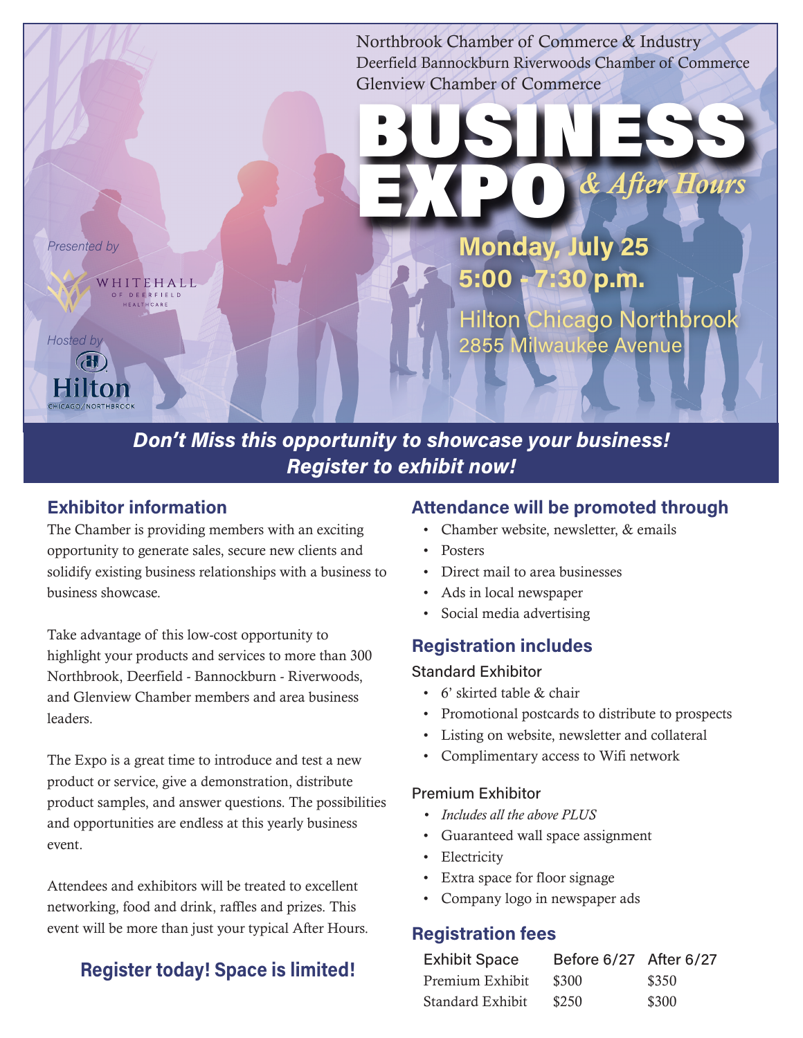Northbrook Chamber of Commerce & Industry
Deerfield Bannockburn Riverwoods Chamber of Commerce
Glenview Chamber of Commerce

# BUSINESS EXPO *& After Hours*

**Monday, July 25**
**5:00 - 7:30 p.m.**

Hilton Chicago Northbrook
2855 Milwaukee Avenue

*Presented by*

WHITEHALL OF DEERFIELD HEALTHCARE

*Hosted by*

Hilton CHICAGO/NORTHBROOK

***Don't Miss this opportunity to showcase your business! Register to exhibit now!***

## Exhibitor information

The Chamber is providing members with an exciting opportunity to generate sales, secure new clients and solidify existing business relationships with a business to business showcase.

Take advantage of this low-cost opportunity to highlight your products and services to more than 300 Northbrook, Deerfield - Bannockburn - Riverwoods, and Glenview Chamber members and area business leaders.

The Expo is a great time to introduce and test a new product or service, give a demonstration, distribute product samples, and answer questions. The possibilities and opportunities are endless at this yearly business event.

Attendees and exhibitors will be treated to excellent networking, food and drink, raffles and prizes. This event will be more than just your typical After Hours.

**Register today! Space is limited!**

## Attendance will be promoted through

- Chamber website, newsletter, & emails
- Posters
- Direct mail to area businesses
- Ads in local newspaper
- Social media advertising

## Registration includes

### Standard Exhibitor

- 6' skirted table & chair
- Promotional postcards to distribute to prospects
- Listing on website, newsletter and collateral
- Complimentary access to Wifi network

### Premium Exhibitor

- *Includes all the above PLUS*
- Guaranteed wall space assignment
- Electricity
- Extra space for floor signage
- Company logo in newspaper ads

## Registration fees

| Exhibit Space | Before 6/27 | After 6/27 |
|---|---|---|
| Premium Exhibit | $300 | $350 |
| Standard Exhibit | $250 | $300 |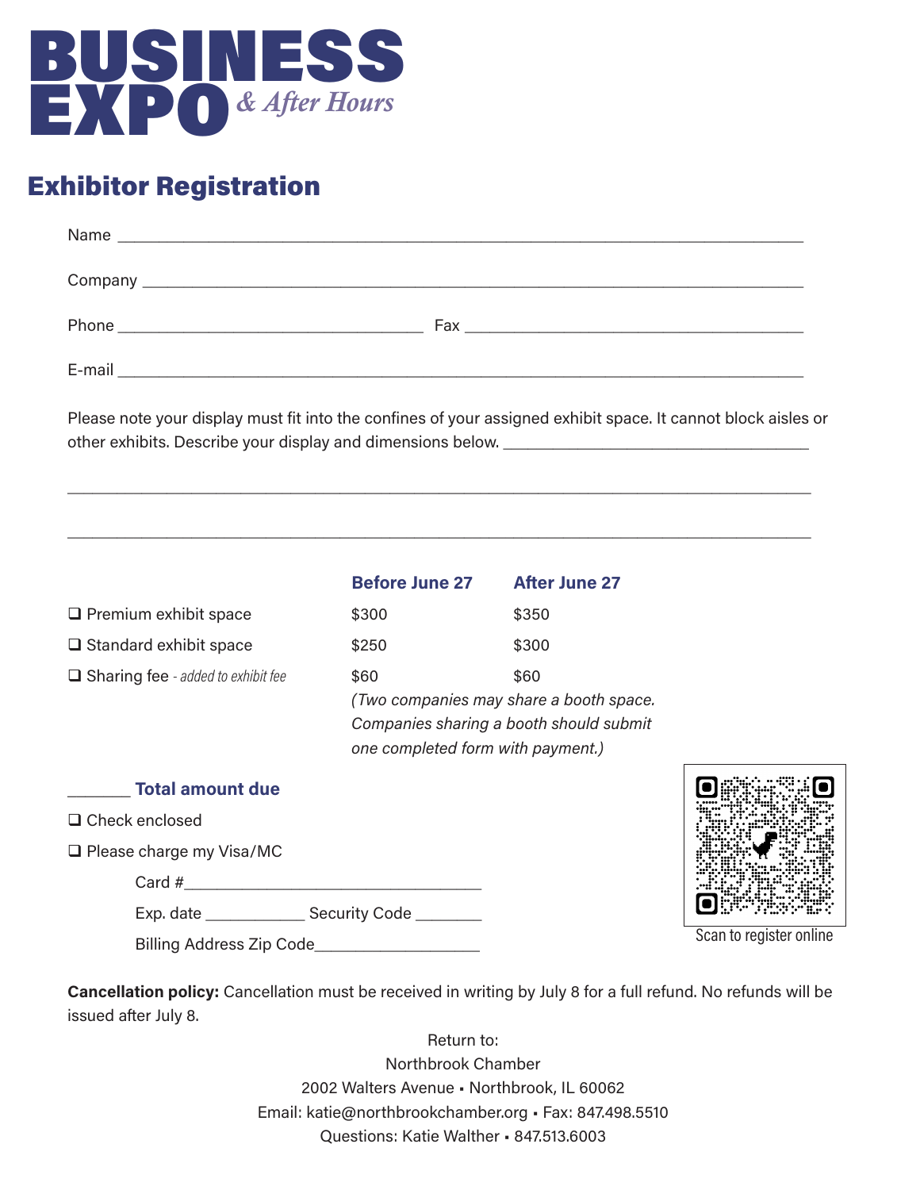# BUSINESS EXPO *& After Hours*

## Exhibitor Registration

Name ___________________________________________________________________________

Company ________________________________________________________________________

Phone __________________________________ Fax ____________________________________

E-mail __________________________________________________________________________

Please note your display must fit into the confines of your assigned exhibit space. It cannot block aisles or other exhibits. Describe your display and dimensions below. ___________________________________

_______________________________________________________________________________

_______________________________________________________________________________

| | **Before June 27** | **After June 27** |
|---|---|---|
| ❑ Premium exhibit space | $300 | $350 |
| ❑ Standard exhibit space | $250 | $300 |
| ❑ Sharing fee *- added to exhibit fee* | $60 | $60 |

*(Two companies may share a booth space. Companies sharing a booth should submit one completed form with payment.)*

_______ **Total amount due**

❑ Check enclosed

❑ Please charge my Visa/MC

Card #___________________________________

Exp. date ___________ Security Code ________

Billing Address Zip Code___________________

Scan to register online

**Cancellation policy:** Cancellation must be received in writing by July 8 for a full refund. No refunds will be issued after July 8.

Return to:
Northbrook Chamber
2002 Walters Avenue ▪ Northbrook, IL 60062
Email: katie@northbrookchamber.org ▪ Fax: 847.498.5510
Questions: Katie Walther ▪ 847.513.6003